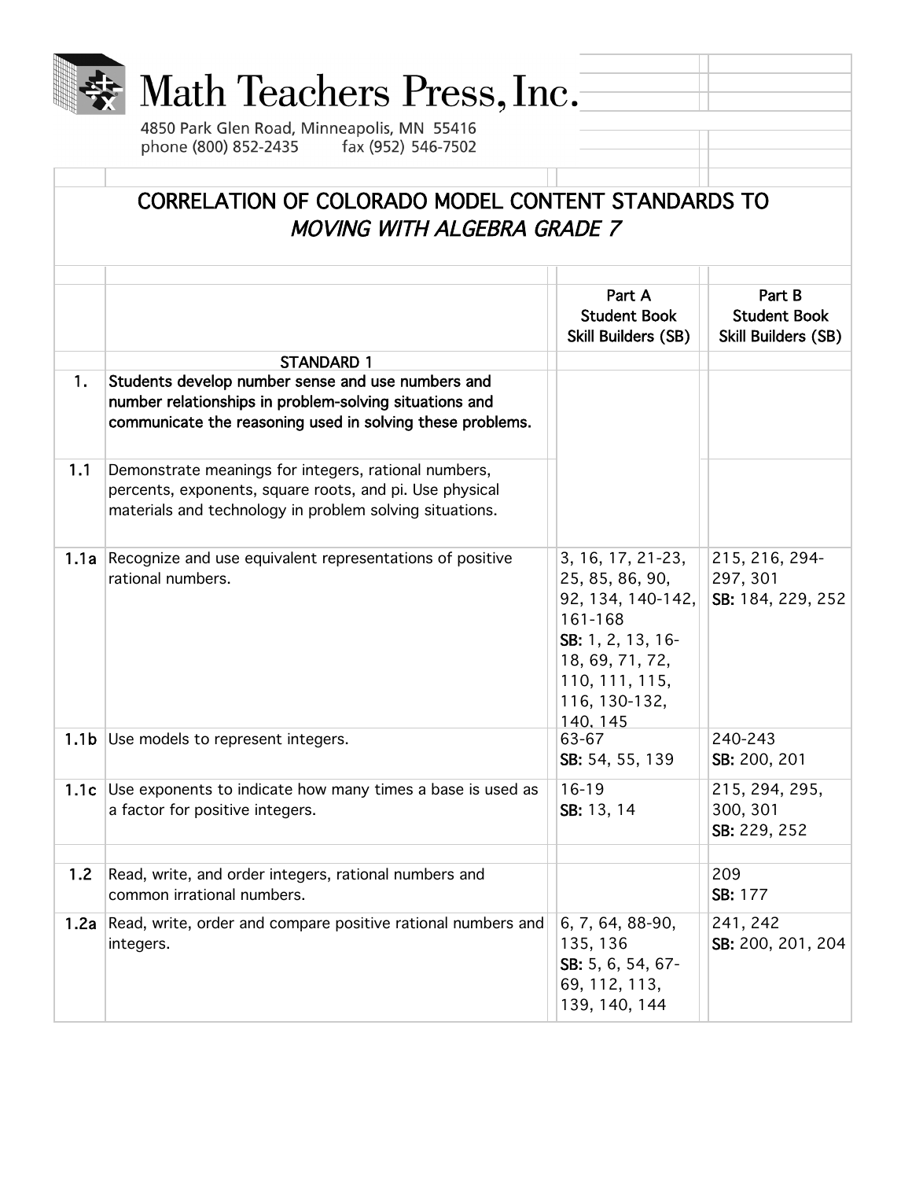Math Teachers Press, Inc.

4850 Park Glen Road, Minneapolis, MN 55416
phone (800) 852-2435 fax (952) 546-7502

# CORRELATION OF COLORADO MODEL CONTENT STANDARDS TO *MOVING WITH ALGEBRA GRADE 7*

| | | Part A Student Book Skill Builders (SB) | Part B Student Book Skill Builders (SB) |
|---|---|---|---|
| | STANDARD 1 | | |
| **1.** | **Students develop number sense and use numbers and number relationships in problem-solving situations and communicate the reasoning used in solving these problems.** | | |
| **1.1** | Demonstrate meanings for integers, rational numbers, percents, exponents, square roots, and pi. Use physical materials and technology in problem solving situations. | | |
| **1.1a** | Recognize and use equivalent representations of positive rational numbers. | 3, 16, 17, 21-23, 25, 85, 86, 90, 92, 134, 140-142, 161-168 **SB:** 1, 2, 13, 16-18, 69, 71, 72, 110, 111, 115, 116, 130-132, 140, 145 | 215, 216, 294-297, 301 **SB:** 184, 229, 252 |
| **1.1b** | Use models to represent integers. | 63-67 **SB:** 54, 55, 139 | 240-243 **SB:** 200, 201 |
| **1.1c** | Use exponents to indicate how many times a base is used as a factor for positive integers. | 16-19 **SB:** 13, 14 | 215, 294, 295, 300, 301 **SB:** 229, 252 |
| **1.2** | Read, write, and order integers, rational numbers and common irrational numbers. | | 209 **SB:** 177 |
| **1.2a** | Read, write, order and compare positive rational numbers and integers. | 6, 7, 64, 88-90, 135, 136 **SB:** 5, 6, 54, 67-69, 112, 113, 139, 140, 144 | 241, 242 **SB:** 200, 201, 204 |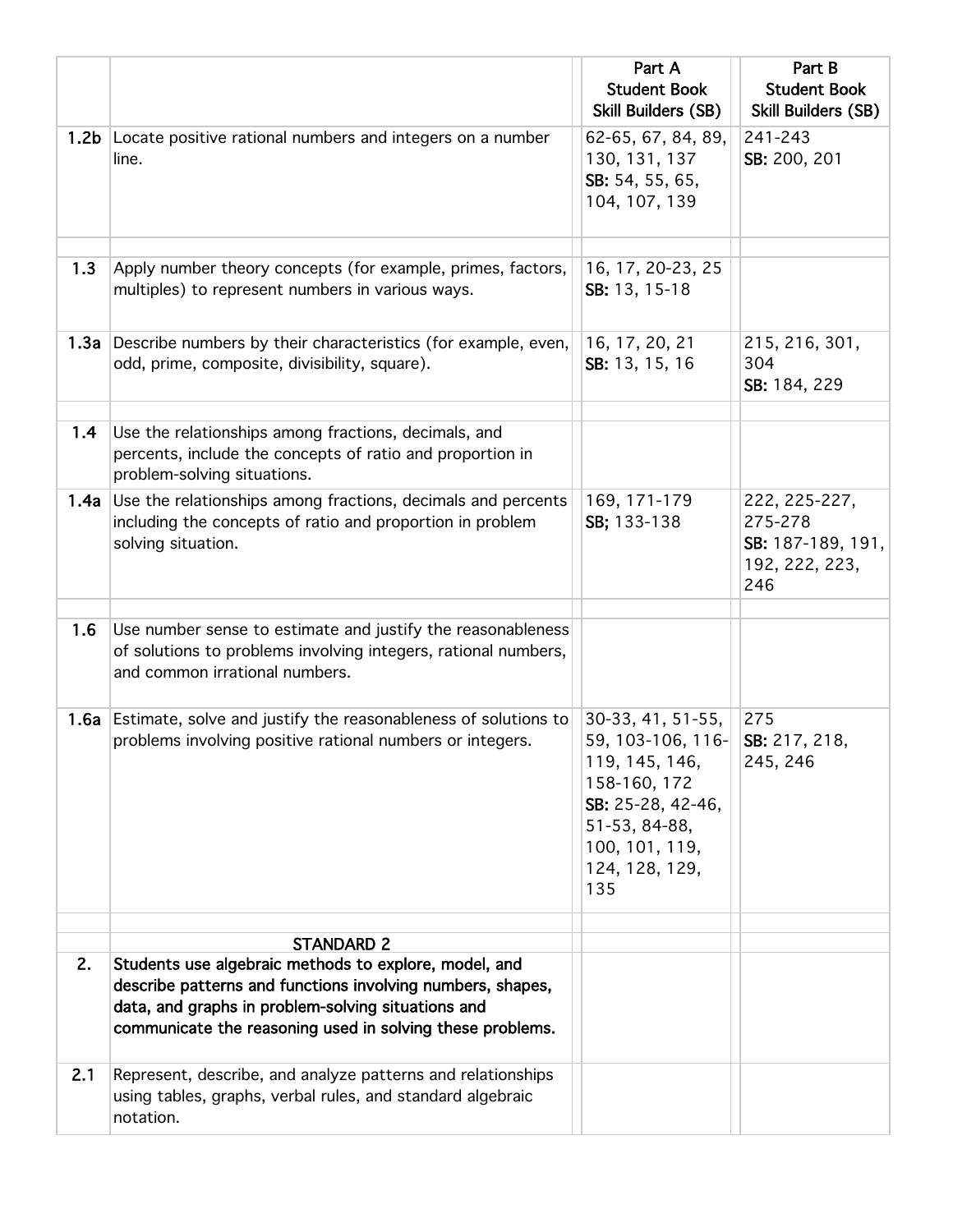| | | Part A Student Book Skill Builders (SB) | Part B Student Book Skill Builders (SB) |
|---|---|---|---|
| **1.2b** | Locate positive rational numbers and integers on a number line. | 62-65, 67, 84, 89, 130, 131, 137 **SB:** 54, 55, 65, 104, 107, 139 | 241-243 **SB:** 200, 201 |
| | | | |
| **1.3** | Apply number theory concepts (for example, primes, factors, multiples) to represent numbers in various ways. | 16, 17, 20-23, 25 **SB:** 13, 15-18 | |
| **1.3a** | Describe numbers by their characteristics (for example, even, odd, prime, composite, divisibility, square). | 16, 17, 20, 21 **SB:** 13, 15, 16 | 215, 216, 301, 304 **SB:** 184, 229 |
| | | | |
| **1.4** | Use the relationships among fractions, decimals, and percents, include the concepts of ratio and proportion in problem-solving situations. | | |
| **1.4a** | Use the relationships among fractions, decimals and percents including the concepts of ratio and proportion in problem solving situation. | 169, 171-179 **SB;** 133-138 | 222, 225-227, 275-278 **SB:** 187-189, 191, 192, 222, 223, 246 |
| | | | |
| **1.6** | Use number sense to estimate and justify the reasonableness of solutions to problems involving integers, rational numbers, and common irrational numbers. | | |
| **1.6a** | Estimate, solve and justify the reasonableness of solutions to problems involving positive rational numbers or integers. | 30-33, 41, 51-55, 59, 103-106, 116-119, 145, 146, 158-160, 172 **SB:** 25-28, 42-46, 51-53, 84-88, 100, 101, 119, 124, 128, 129, 135 | 275 **SB:** 217, 218, 245, 246 |
| | | | |
| | **STANDARD 2** | | |
| **2.** | **Students use algebraic methods to explore, model, and describe patterns and functions involving numbers, shapes, data, and graphs in problem-solving situations and communicate the reasoning used in solving these problems.** | | |
| **2.1** | Represent, describe, and analyze patterns and relationships using tables, graphs, verbal rules, and standard algebraic notation. | | |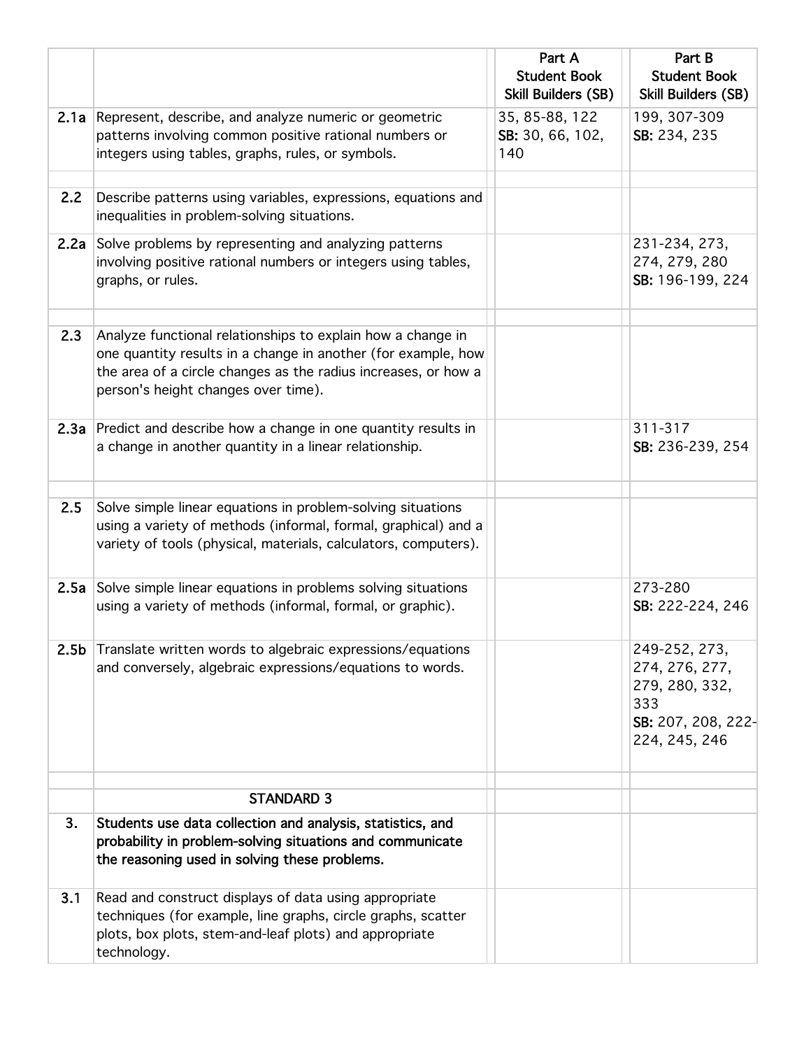| | | Part A Student Book Skill Builders (SB) | Part B Student Book Skill Builders (SB) |
|---|---|---|---|
| **2.1a** | Represent, describe, and analyze numeric or geometric patterns involving common positive rational numbers or integers using tables, graphs, rules, or symbols. | 35, 85-88, 122 **SB:** 30, 66, 102, 140 | 199, 307-309 **SB:** 234, 235 |
| | | | |
| **2.2** | Describe patterns using variables, expressions, equations and inequalities in problem-solving situations. | | |
| **2.2a** | Solve problems by representing and analyzing patterns involving positive rational numbers or integers using tables, graphs, or rules. | | 231-234, 273, 274, 279, 280 **SB:** 196-199, 224 |
| | | | |
| **2.3** | Analyze functional relationships to explain how a change in one quantity results in a change in another (for example, how the area of a circle changes as the radius increases, or how a person's height changes over time). | | |
| **2.3a** | Predict and describe how a change in one quantity results in a change in another quantity in a linear relationship. | | 311-317 **SB:** 236-239, 254 |
| | | | |
| **2.5** | Solve simple linear equations in problem-solving situations using a variety of methods (informal, formal, graphical) and a variety of tools (physical, materials, calculators, computers). | | |
| **2.5a** | Solve simple linear equations in problems solving situations using a variety of methods (informal, formal, or graphic). | | 273-280 **SB:** 222-224, 246 |
| **2.5b** | Translate written words to algebraic expressions/equations and conversely, algebraic expressions/equations to words. | | 249-252, 273, 274, 276, 277, 279, 280, 332, 333 **SB:** 207, 208, 222-224, 245, 246 |
| | | | |
| | STANDARD 3 | | |
| **3.** | **Students use data collection and analysis, statistics, and probability in problem-solving situations and communicate the reasoning used in solving these problems.** | | |
| **3.1** | Read and construct displays of data using appropriate techniques (for example, line graphs, circle graphs, scatter plots, box plots, stem-and-leaf plots) and appropriate technology. | | |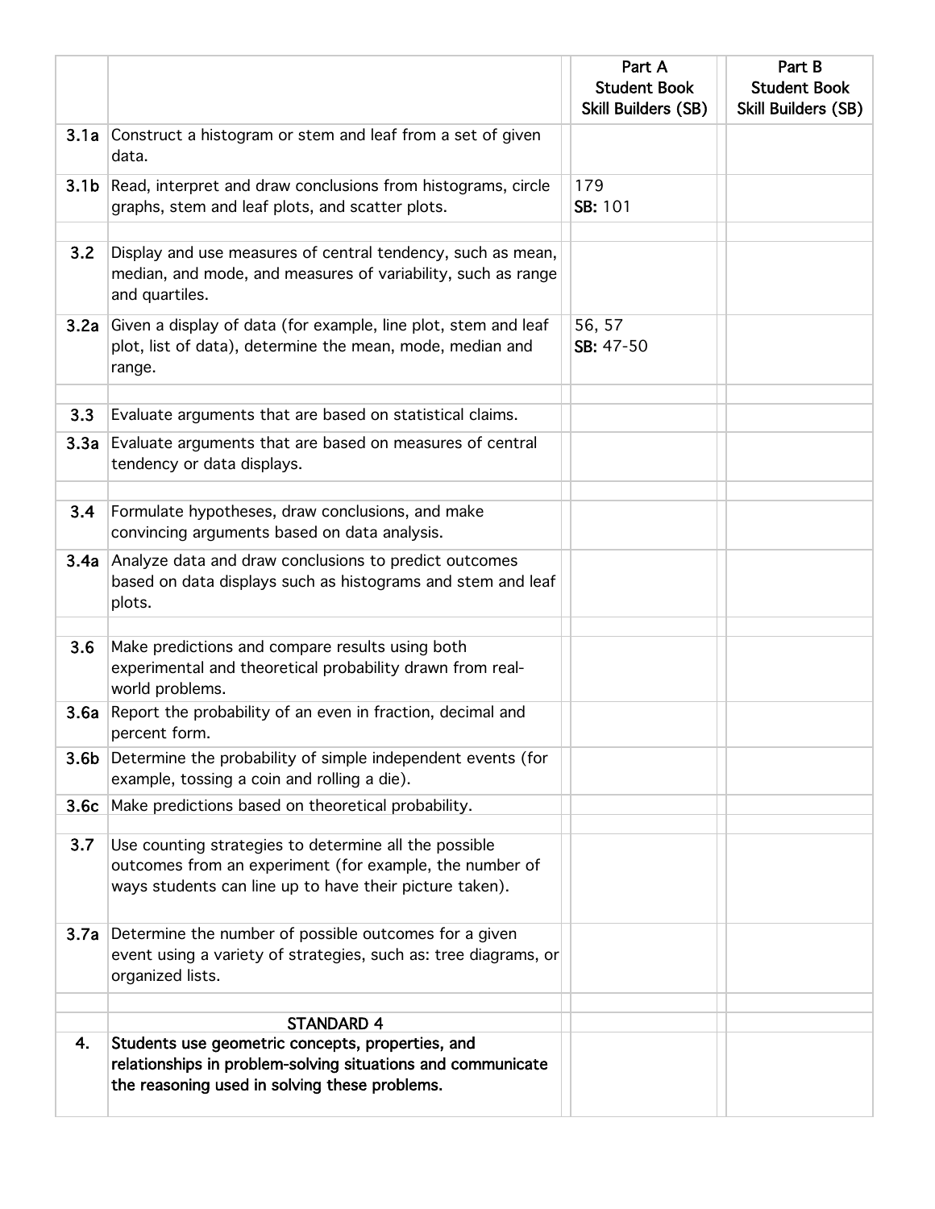| | | Part A Student Book Skill Builders (SB) | Part B Student Book Skill Builders (SB) |
|---|---|---|---|
| **3.1a** | Construct a histogram or stem and leaf from a set of given data. | | |
| **3.1b** | Read, interpret and draw conclusions from histograms, circle graphs, stem and leaf plots, and scatter plots. | 179 **SB:** 101 | |
| | | | |
| **3.2** | Display and use measures of central tendency, such as mean, median, and mode, and measures of variability, such as range and quartiles. | | |
| **3.2a** | Given a display of data (for example, line plot, stem and leaf plot, list of data), determine the mean, mode, median and range. | 56, 57 **SB:** 47-50 | |
| | | | |
| **3.3** | Evaluate arguments that are based on statistical claims. | | |
| **3.3a** | Evaluate arguments that are based on measures of central tendency or data displays. | | |
| | | | |
| **3.4** | Formulate hypotheses, draw conclusions, and make convincing arguments based on data analysis. | | |
| **3.4a** | Analyze data and draw conclusions to predict outcomes based on data displays such as histograms and stem and leaf plots. | | |
| | | | |
| **3.6** | Make predictions and compare results using both experimental and theoretical probability drawn from real-world problems. | | |
| **3.6a** | Report the probability of an even in fraction, decimal and percent form. | | |
| **3.6b** | Determine the probability of simple independent events (for example, tossing a coin and rolling a die). | | |
| **3.6c** | Make predictions based on theoretical probability. | | |
| | | | |
| **3.7** | Use counting strategies to determine all the possible outcomes from an experiment (for example, the number of ways students can line up to have their picture taken). | | |
| **3.7a** | Determine the number of possible outcomes for a given event using a variety of strategies, such as: tree diagrams, or organized lists. | | |
| | | | |
| | STANDARD 4 | | |
| **4.** | **Students use geometric concepts, properties, and relationships in problem-solving situations and communicate the reasoning used in solving these problems.** | | |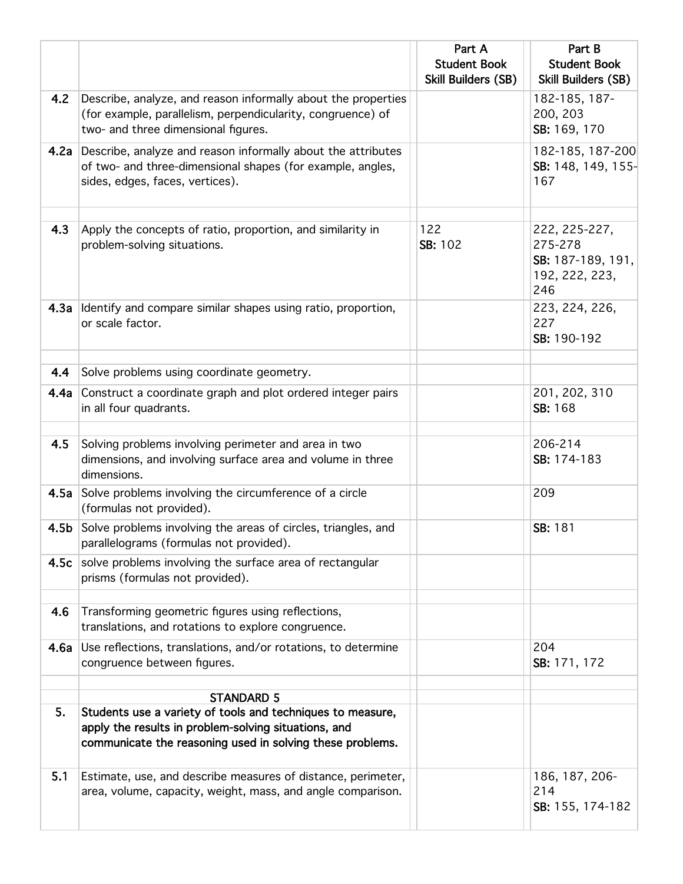| | | Part A Student Book Skill Builders (SB) | Part B Student Book Skill Builders (SB) |
|---|---|---|---|
| 4.2 | Describe, analyze, and reason informally about the properties (for example, parallelism, perpendicularity, congruence) of two- and three dimensional figures. | | 182-185, 187-200, 203 **SB:** 169, 170 |
| 4.2a | Describe, analyze and reason informally about the attributes of two- and three-dimensional shapes (for example, angles, sides, edges, faces, vertices). | | 182-185, 187-200 **SB:** 148, 149, 155-167 |
| | | | |
| 4.3 | Apply the concepts of ratio, proportion, and similarity in problem-solving situations. | 122 **SB:** 102 | 222, 225-227, 275-278 **SB:** 187-189, 191, 192, 222, 223, 246 |
| 4.3a | Identify and compare similar shapes using ratio, proportion, or scale factor. | | 223, 224, 226, 227 **SB:** 190-192 |
| | | | |
| 4.4 | Solve problems using coordinate geometry. | | |
| 4.4a | Construct a coordinate graph and plot ordered integer pairs in all four quadrants. | | 201, 202, 310 **SB:** 168 |
| | | | |
| 4.5 | Solving problems involving perimeter and area in two dimensions, and involving surface area and volume in three dimensions. | | 206-214 **SB:** 174-183 |
| 4.5a | Solve problems involving the circumference of a circle (formulas not provided). | | 209 |
| 4.5b | Solve problems involving the areas of circles, triangles, and parallelograms (formulas not provided). | | **SB:** 181 |
| 4.5c | solve problems involving the surface area of rectangular prisms (formulas not provided). | | |
| | | | |
| 4.6 | Transforming geometric figures using reflections, translations, and rotations to explore congruence. | | |
| 4.6a | Use reflections, translations, and/or rotations, to determine congruence between figures. | | 204 **SB:** 171, 172 |
| | | | |
| | **STANDARD 5** | | |
| **5.** | **Students use a variety of tools and techniques to measure, apply the results in problem-solving situations, and communicate the reasoning used in solving these problems.** | | |
| 5.1 | Estimate, use, and describe measures of distance, perimeter, area, volume, capacity, weight, mass, and angle comparison. | | 186, 187, 206-214 **SB:** 155, 174-182 |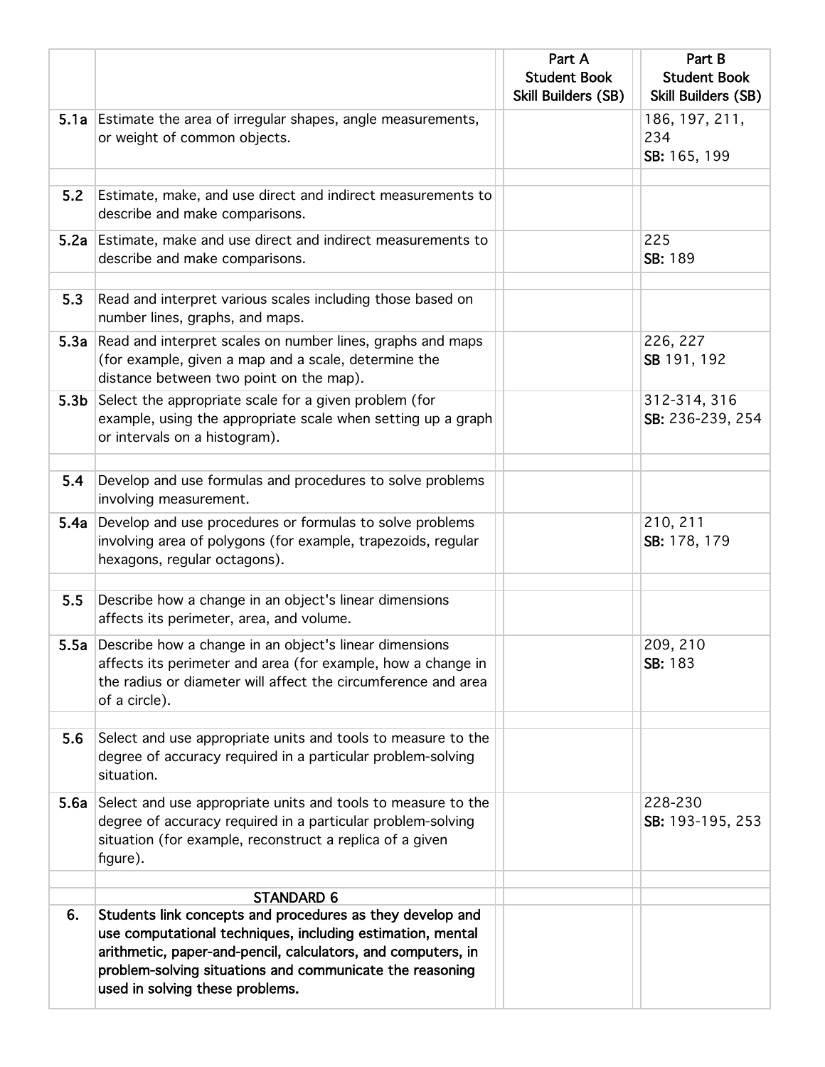| | | Part A Student Book Skill Builders (SB) | Part B Student Book Skill Builders (SB) |
|---|---|---|---|
| **5.1a** | Estimate the area of irregular shapes, angle measurements, or weight of common objects. | | 186, 197, 211, 234 **SB:** 165, 199 |
| | | | |
| **5.2** | Estimate, make, and use direct and indirect measurements to describe and make comparisons. | | |
| **5.2a** | Estimate, make and use direct and indirect measurements to describe and make comparisons. | | 225 **SB:** 189 |
| | | | |
| **5.3** | Read and interpret various scales including those based on number lines, graphs, and maps. | | |
| **5.3a** | Read and interpret scales on number lines, graphs and maps (for example, given a map and a scale, determine the distance between two point on the map). | | 226, 227 **SB** 191, 192 |
| **5.3b** | Select the appropriate scale for a given problem (for example, using the appropriate scale when setting up a graph or intervals on a histogram). | | 312-314, 316 **SB:** 236-239, 254 |
| | | | |
| **5.4** | Develop and use formulas and procedures to solve problems involving measurement. | | |
| **5.4a** | Develop and use procedures or formulas to solve problems involving area of polygons (for example, trapezoids, regular hexagons, regular octagons). | | 210, 211 **SB:** 178, 179 |
| | | | |
| **5.5** | Describe how a change in an object's linear dimensions affects its perimeter, area, and volume. | | |
| **5.5a** | Describe how a change in an object's linear dimensions affects its perimeter and area (for example, how a change in the radius or diameter will affect the circumference and area of a circle). | | 209, 210 **SB:** 183 |
| | | | |
| **5.6** | Select and use appropriate units and tools to measure to the degree of accuracy required in a particular problem-solving situation. | | |
| **5.6a** | Select and use appropriate units and tools to measure to the degree of accuracy required in a particular problem-solving situation (for example, reconstruct a replica of a given figure). | | 228-230 **SB:** 193-195, 253 |
| | | | |
| | STANDARD 6 | | |
| **6.** | **Students link concepts and procedures as they develop and use computational techniques, including estimation, mental arithmetic, paper-and-pencil, calculators, and computers, in problem-solving situations and communicate the reasoning used in solving these problems.** | | |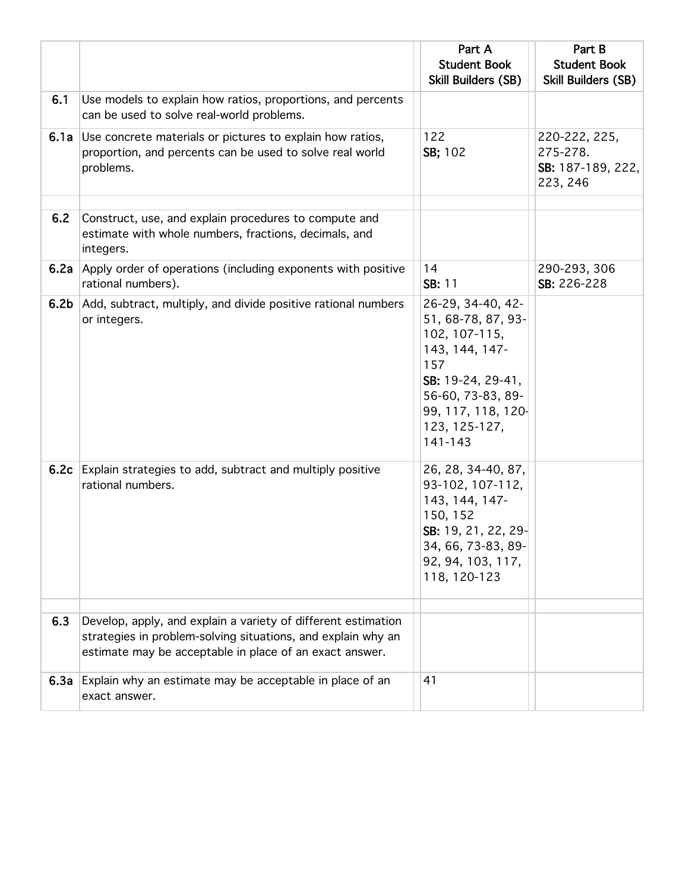| | | Part A Student Book Skill Builders (SB) | Part B Student Book Skill Builders (SB) |
|---|---|---|---|
| **6.1** | Use models to explain how ratios, proportions, and percents can be used to solve real-world problems. | | |
| **6.1a** | Use concrete materials or pictures to explain how ratios, proportion, and percents can be used to solve real world problems. | 122 **SB;** 102 | 220-222, 225, 275-278. **SB:** 187-189, 222, 223, 246 |
| | | | |
| **6.2** | Construct, use, and explain procedures to compute and estimate with whole numbers, fractions, decimals, and integers. | | |
| **6.2a** | Apply order of operations (including exponents with positive rational numbers). | 14 **SB:** 11 | 290-293, 306 **SB:** 226-228 |
| **6.2b** | Add, subtract, multiply, and divide positive rational numbers or integers. | 26-29, 34-40, 42-51, 68-78, 87, 93-102, 107-115, 143, 144, 147-157 **SB:** 19-24, 29-41, 56-60, 73-83, 89-99, 117, 118, 120-123, 125-127, 141-143 | |
| **6.2c** | Explain strategies to add, subtract and multiply positive rational numbers. | 26, 28, 34-40, 87, 93-102, 107-112, 143, 144, 147-150, 152 **SB:** 19, 21, 22, 29-34, 66, 73-83, 89-92, 94, 103, 117, 118, 120-123 | |
| | | | |
| **6.3** | Develop, apply, and explain a variety of different estimation strategies in problem-solving situations, and explain why an estimate may be acceptable in place of an exact answer. | | |
| **6.3a** | Explain why an estimate may be acceptable in place of an exact answer. | 41 | |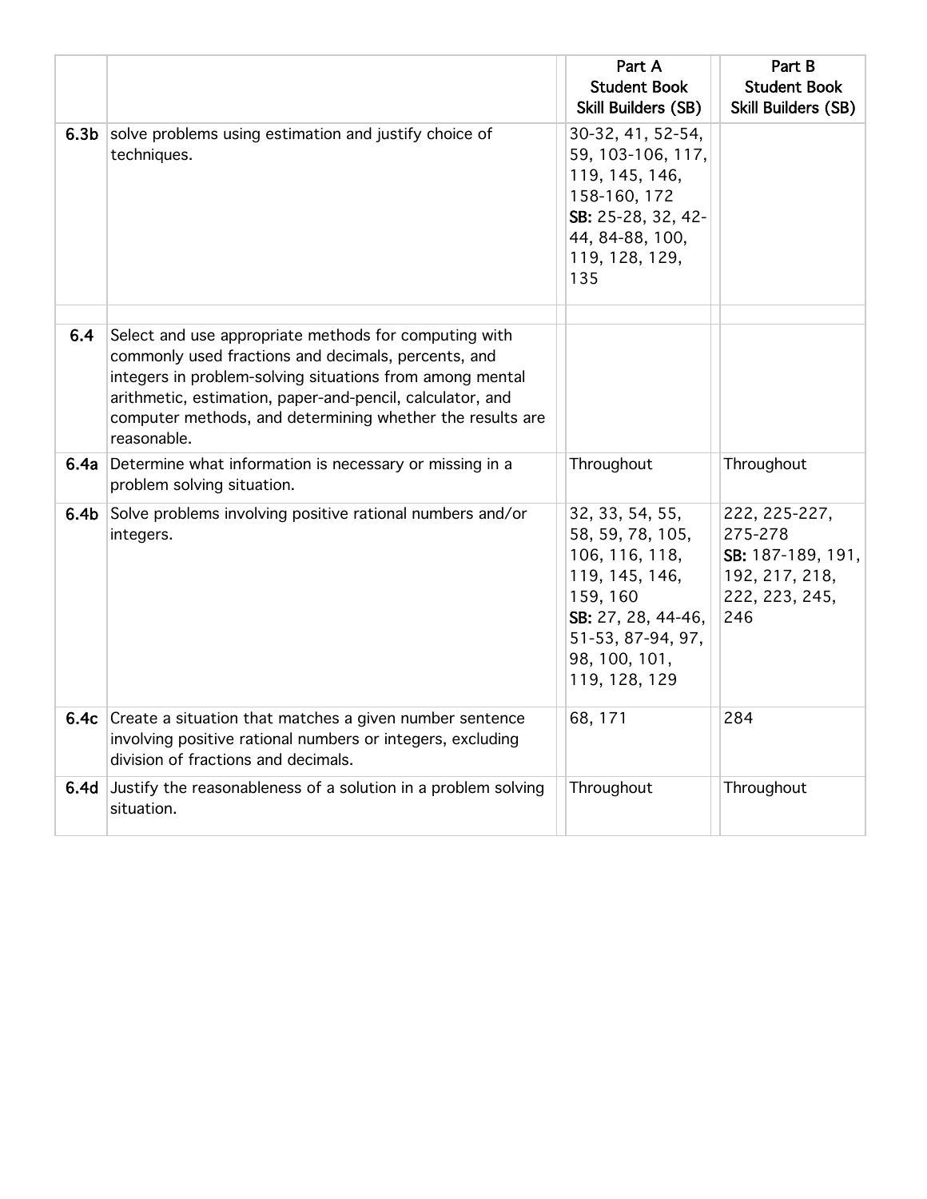| | | Part A Student Book Skill Builders (SB) | Part B Student Book Skill Builders (SB) |
|---|---|---|---|
| **6.3b** | solve problems using estimation and justify choice of techniques. | 30-32, 41, 52-54, 59, 103-106, 117, 119, 145, 146, 158-160, 172 **SB:** 25-28, 32, 42-44, 84-88, 100, 119, 128, 129, 135 | |
| | | | |
| **6.4** | Select and use appropriate methods for computing with commonly used fractions and decimals, percents, and integers in problem-solving situations from among mental arithmetic, estimation, paper-and-pencil, calculator, and computer methods, and determining whether the results are reasonable. | | |
| **6.4a** | Determine what information is necessary or missing in a problem solving situation. | Throughout | Throughout |
| **6.4b** | Solve problems involving positive rational numbers and/or integers. | 32, 33, 54, 55, 58, 59, 78, 105, 106, 116, 118, 119, 145, 146, 159, 160 **SB:** 27, 28, 44-46, 51-53, 87-94, 97, 98, 100, 101, 119, 128, 129 | 222, 225-227, 275-278 **SB:** 187-189, 191, 192, 217, 218, 222, 223, 245, 246 |
| **6.4c** | Create a situation that matches a given number sentence involving positive rational numbers or integers, excluding division of fractions and decimals. | 68, 171 | 284 |
| **6.4d** | Justify the reasonableness of a solution in a problem solving situation. | Throughout | Throughout |